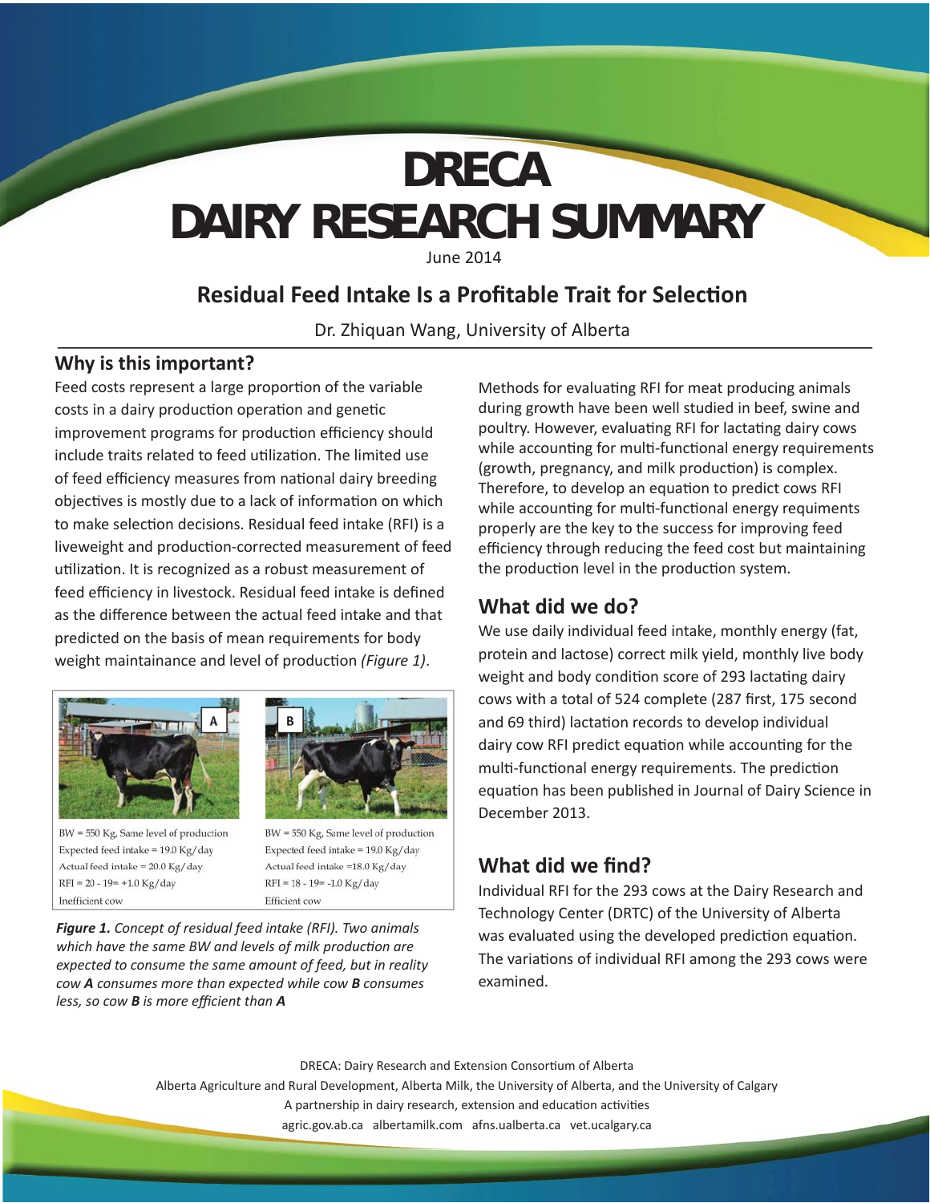# DRECA DAIRY RESEARCH SUMMARY

June 2014

## Residual Feed Intake Is a Profitable Trait for Selection

Dr. Zhiquan Wang, University of Alberta

### Why is this important?

Feed costs represent a large proportion of the variable costs in a dairy production operation and genetic improvement programs for production efficiency should include traits related to feed utilization. The limited use of feed efficiency measures from national dairy breeding objectives is mostly due to a lack of information on which to make selection decisions. Residual feed intake (RFI) is a liveweight and production-corrected measurement of feed utilization. It is recognized as a robust measurement of feed efficiency in livestock. Residual feed intake is defined as the difference between the actual feed intake and that predicted on the basis of mean requirements for body weight maintainance and level of production *(Figure 1)*.

| A | B |
|---|---|
| BW = 550 Kg, Same level of production | BW = 550 Kg, Same level of production |
| Expected feed intake = 19.0 Kg/day | Expected feed intake = 19.0 Kg/day |
| Actual feed intake = 20.0 Kg/day | Actual feed intake =18.0 Kg/day |
| RFI = 20 - 19= +1.0 Kg/day | RFI = 18 - 19= -1.0 Kg/day |
| Inefficient cow | Efficient cow |

***Figure 1.*** *Concept of residual feed intake (RFI). Two animals which have the same BW and levels of milk production are expected to consume the same amount of feed, but in reality cow* ***A*** *consumes more than expected while cow* ***B*** *consumes less, so cow* ***B*** *is more efficient than* ***A***

Methods for evaluating RFI for meat producing animals during growth have been well studied in beef, swine and poultry. However, evaluating RFI for lactating dairy cows while accounting for multi-functional energy requirements (growth, pregnancy, and milk production) is complex. Therefore, to develop an equation to predict cows RFI while accounting for multi-functional energy requiments properly are the key to the success for improving feed efficiency through reducing the feed cost but maintaining the production level in the production system.

### What did we do?

We use daily individual feed intake, monthly energy (fat, protein and lactose) correct milk yield, monthly live body weight and body condition score of 293 lactating dairy cows with a total of 524 complete (287 first, 175 second and 69 third) lactation records to develop individual dairy cow RFI predict equation while accounting for the multi-functional energy requirements. The prediction equation has been published in Journal of Dairy Science in December 2013.

### What did we find?

Individual RFI for the 293 cows at the Dairy Research and Technology Center (DRTC) of the University of Alberta was evaluated using the developed prediction equation. The variations of individual RFI among the 293 cows were examined.

DRECA: Dairy Research and Extension Consortium of Alberta
Alberta Agriculture and Rural Development, Alberta Milk, the University of Alberta, and the University of Calgary
A partnership in dairy research, extension and education activities
agric.gov.ab.ca albertamilk.com afns.ualberta.ca vet.ucalgary.ca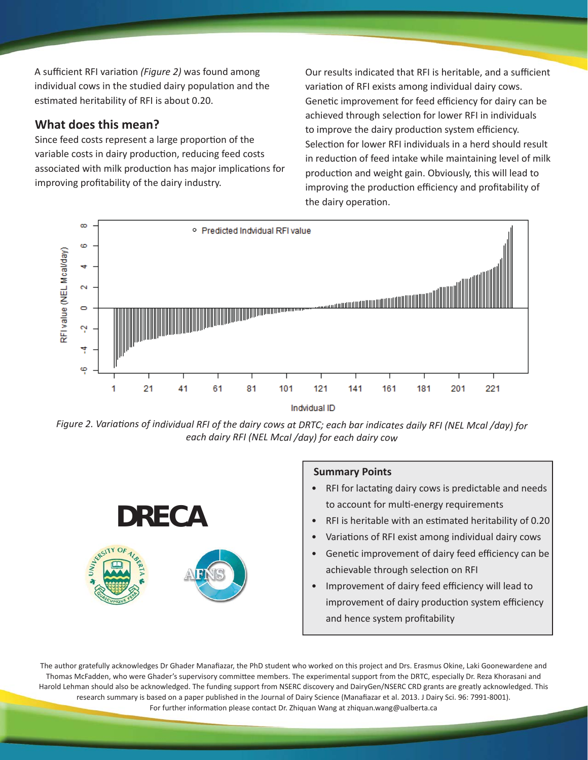A sufficient RFI variation *(Figure 2)* was found among individual cows in the studied dairy population and the estimated heritability of RFI is about 0.20.

## What does this mean?

Since feed costs represent a large proportion of the variable costs in dairy production, reducing feed costs associated with milk production has major implications for improving profitability of the dairy industry.

Our results indicated that RFI is heritable, and a sufficient variation of RFI exists among individual dairy cows. Genetic improvement for feed efficiency for dairy can be achieved through selection for lower RFI in individuals to improve the dairy production system efficiency. Selection for lower RFI individuals in a herd should result in reduction of feed intake while maintaining level of milk production and weight gain. Obviously, this will lead to improving the production efficiency and profitability of the dairy operation.

Predicted Indvidual RFI value

RFI value (NEL Mcal/day)

-6 -4 -2 0 2 4 6 8

1 21 41 61 81 101 121 141 161 181 201 221

Indvidual ID

*Figure 2. Variations of individual RFI of the dairy cows at DRTC; each bar indicates daily RFI (NEL Mcal /day) for each dairy RFI (NEL Mcal /day) for each dairy cow*

DRECA

**Summary Points**

- RFI for lactating dairy cows is predictable and needs to account for multi-energy requirements
- RFI is heritable with an estimated heritability of 0.20
- Variations of RFI exist among individual dairy cows
- Genetic improvement of dairy feed efficiency can be achievable through selection on RFI
- Improvement of dairy feed efficiency will lead to improvement of dairy production system efficiency and hence system profitability

The author gratefully acknowledges Dr Ghader Manafiazar, the PhD student who worked on this project and Drs. Erasmus Okine, Laki Goonewardene and Thomas McFadden, who were Ghader's supervisory committee members. The experimental support from the DRTC, especially Dr. Reza Khorasani and Harold Lehman should also be acknowledged. The funding support from NSERC discovery and DairyGen/NSERC CRD grants are greatly acknowledged. This research summary is based on a paper published in the Journal of Dairy Science (Manafiazar et al. 2013. J Dairy Sci. 96: 7991-8001). For further information please contact Dr. Zhiquan Wang at zhiquan.wang@ualberta.ca